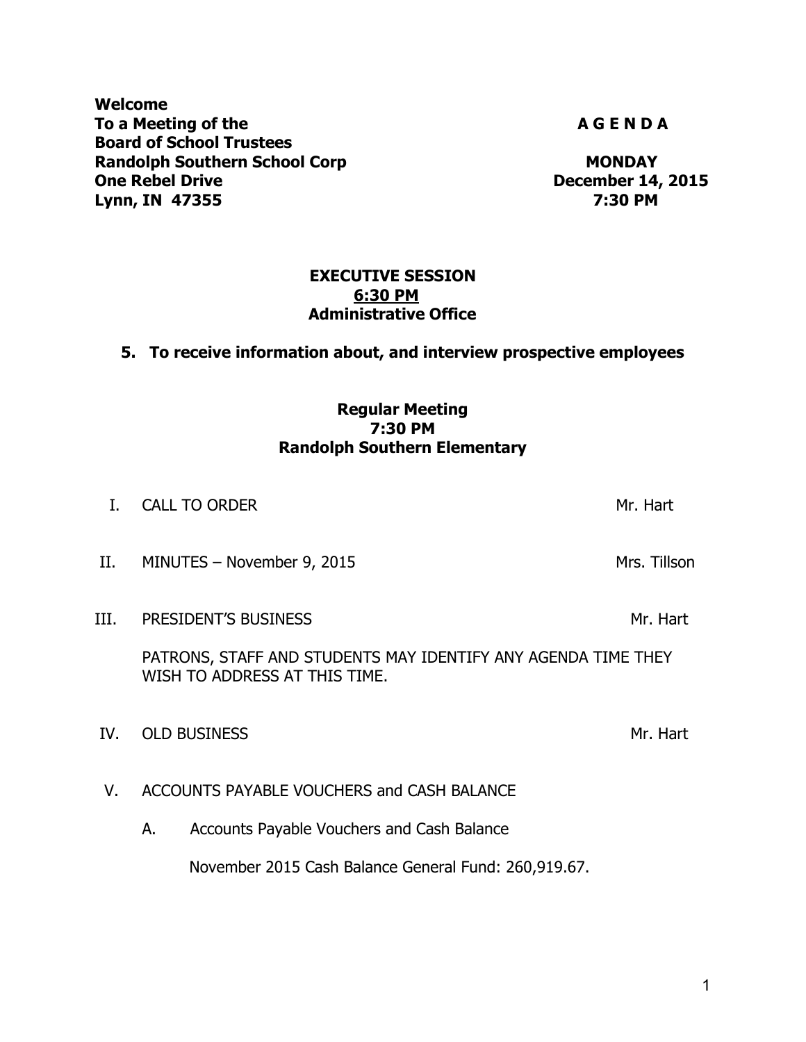**Welcome**
**To a Meeting of the**
**Board of School Trustees**
**Randolph Southern School Corp**
**One Rebel Drive**
**Lynn, IN 47355**

**A G E N D A**

**MONDAY**
**December 14, 2015**
**7:30 PM**

## EXECUTIVE SESSION
**6:30 PM**
**Administrative Office**

**5. To receive information about, and interview prospective employees**

## Regular Meeting
**7:30 PM**
**Randolph Southern Elementary**

I. CALL TO ORDER — Mr. Hart

II. MINUTES – November 9, 2015 — Mrs. Tillson

III. PRESIDENT'S BUSINESS — Mr. Hart

PATRONS, STAFF AND STUDENTS MAY IDENTIFY ANY AGENDA TIME THEY WISH TO ADDRESS AT THIS TIME.

IV. OLD BUSINESS — Mr. Hart

V. ACCOUNTS PAYABLE VOUCHERS and CASH BALANCE

A. Accounts Payable Vouchers and Cash Balance

November 2015 Cash Balance General Fund: 260,919.67.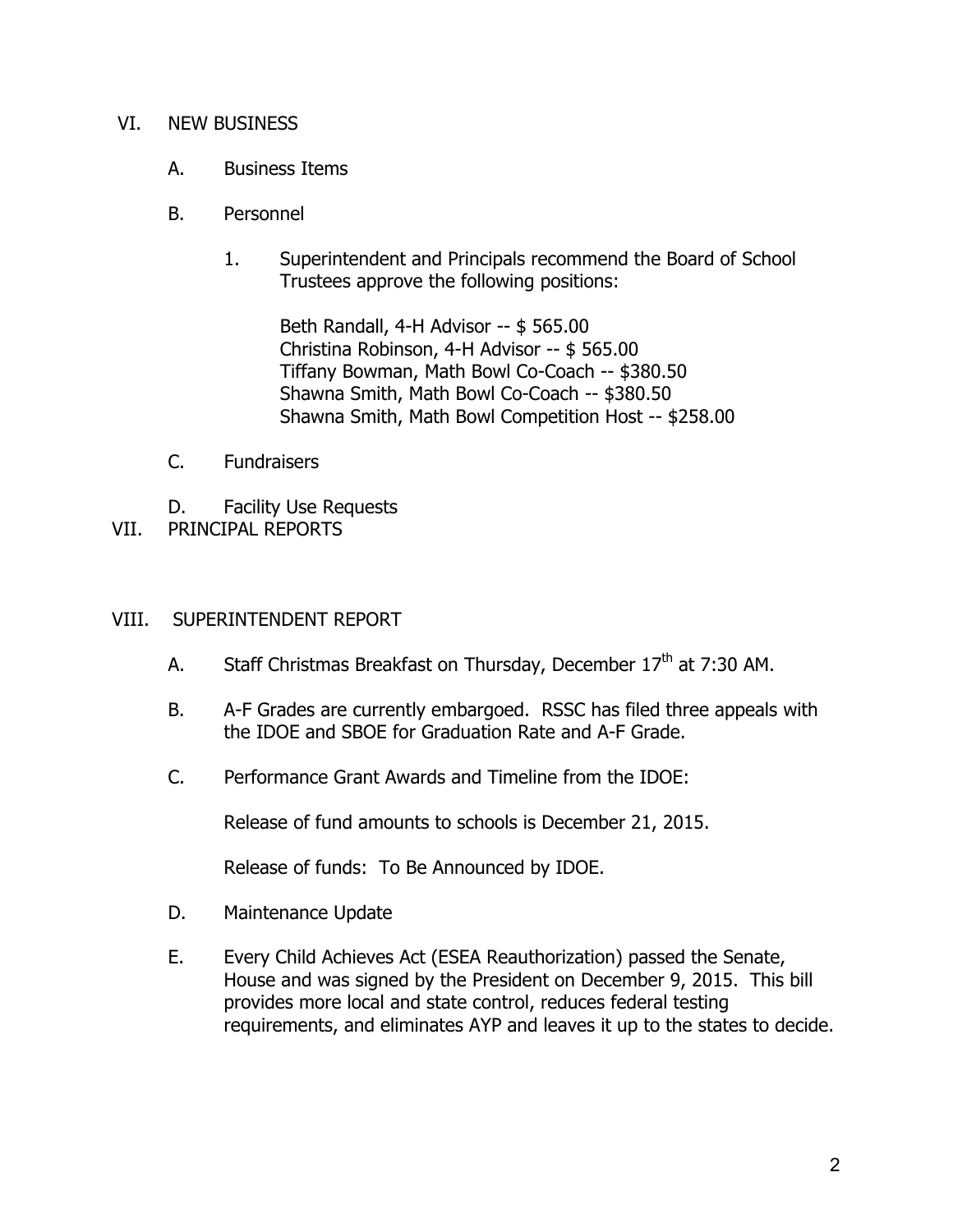## VI. NEW BUSINESS

A. Business Items

B. Personnel

1. Superintendent and Principals recommend the Board of School Trustees approve the following positions:

   Beth Randall, 4-H Advisor -- $ 565.00
   Christina Robinson, 4-H Advisor -- $ 565.00
   Tiffany Bowman, Math Bowl Co-Coach -- $380.50
   Shawna Smith, Math Bowl Co-Coach -- $380.50
   Shawna Smith, Math Bowl Competition Host -- $258.00

C. Fundraisers

D. Facility Use Requests

## VII. PRINCIPAL REPORTS

## VIII. SUPERINTENDENT REPORT

A. Staff Christmas Breakfast on Thursday, December 17th at 7:30 AM.

B. A-F Grades are currently embargoed. RSSC has filed three appeals with the IDOE and SBOE for Graduation Rate and A-F Grade.

C. Performance Grant Awards and Timeline from the IDOE:

   Release of fund amounts to schools is December 21, 2015.

   Release of funds: To Be Announced by IDOE.

D. Maintenance Update

E. Every Child Achieves Act (ESEA Reauthorization) passed the Senate, House and was signed by the President on December 9, 2015. This bill provides more local and state control, reduces federal testing requirements, and eliminates AYP and leaves it up to the states to decide.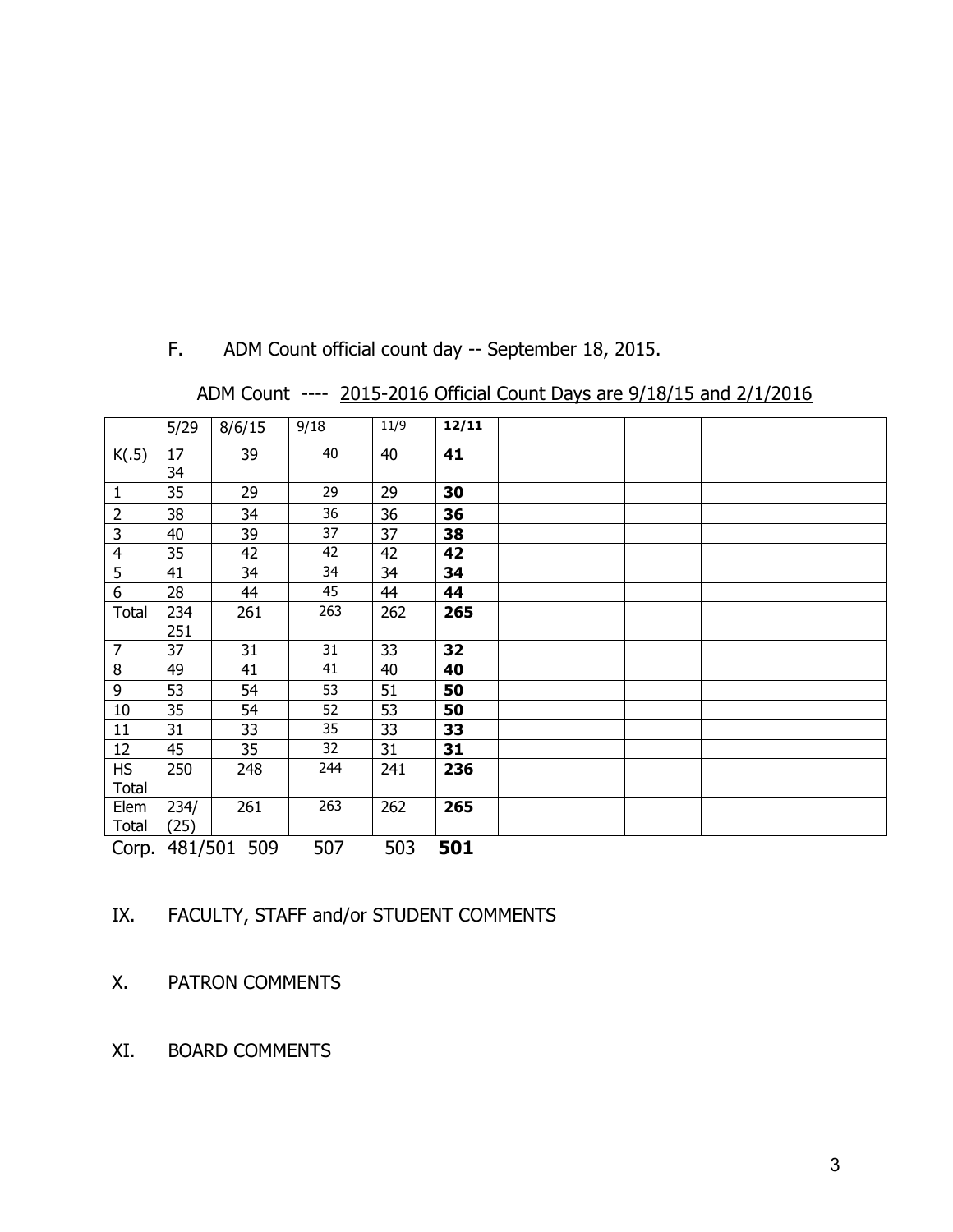F. ADM Count official count day -- September 18, 2015.

ADM Count ---- 2015-2016 Official Count Days are 9/18/15 and 2/1/2016

| | 5/29 | 8/6/15 | 9/18 | 11/9 | **12/11** | | | | |
|---|---|---|---|---|---|---|---|---|---|
| K(.5) | 17 34 | 39 | 40 | 40 | **41** | | | | |
| 1 | 35 | 29 | 29 | 29 | **30** | | | | |
| 2 | 38 | 34 | 36 | 36 | **36** | | | | |
| 3 | 40 | 39 | 37 | 37 | **38** | | | | |
| 4 | 35 | 42 | 42 | 42 | **42** | | | | |
| 5 | 41 | 34 | 34 | 34 | **34** | | | | |
| 6 | 28 | 44 | 45 | 44 | **44** | | | | |
| Total | 234 251 | 261 | 263 | 262 | **265** | | | | |
| 7 | 37 | 31 | 31 | 33 | **32** | | | | |
| 8 | 49 | 41 | 41 | 40 | **40** | | | | |
| 9 | 53 | 54 | 53 | 51 | **50** | | | | |
| 10 | 35 | 54 | 52 | 53 | **50** | | | | |
| 11 | 31 | 33 | 35 | 33 | **33** | | | | |
| 12 | 45 | 35 | 32 | 31 | **31** | | | | |
| HS Total | 250 | 248 | 244 | 241 | **236** | | | | |
| Elem Total | 234/ (25) | 261 | 263 | 262 | **265** | | | | |
| Corp. | 481/501 | 509 | 507 | 503 | **501** | | | | |

IX. FACULTY, STAFF and/or STUDENT COMMENTS

X. PATRON COMMENTS

XI. BOARD COMMENTS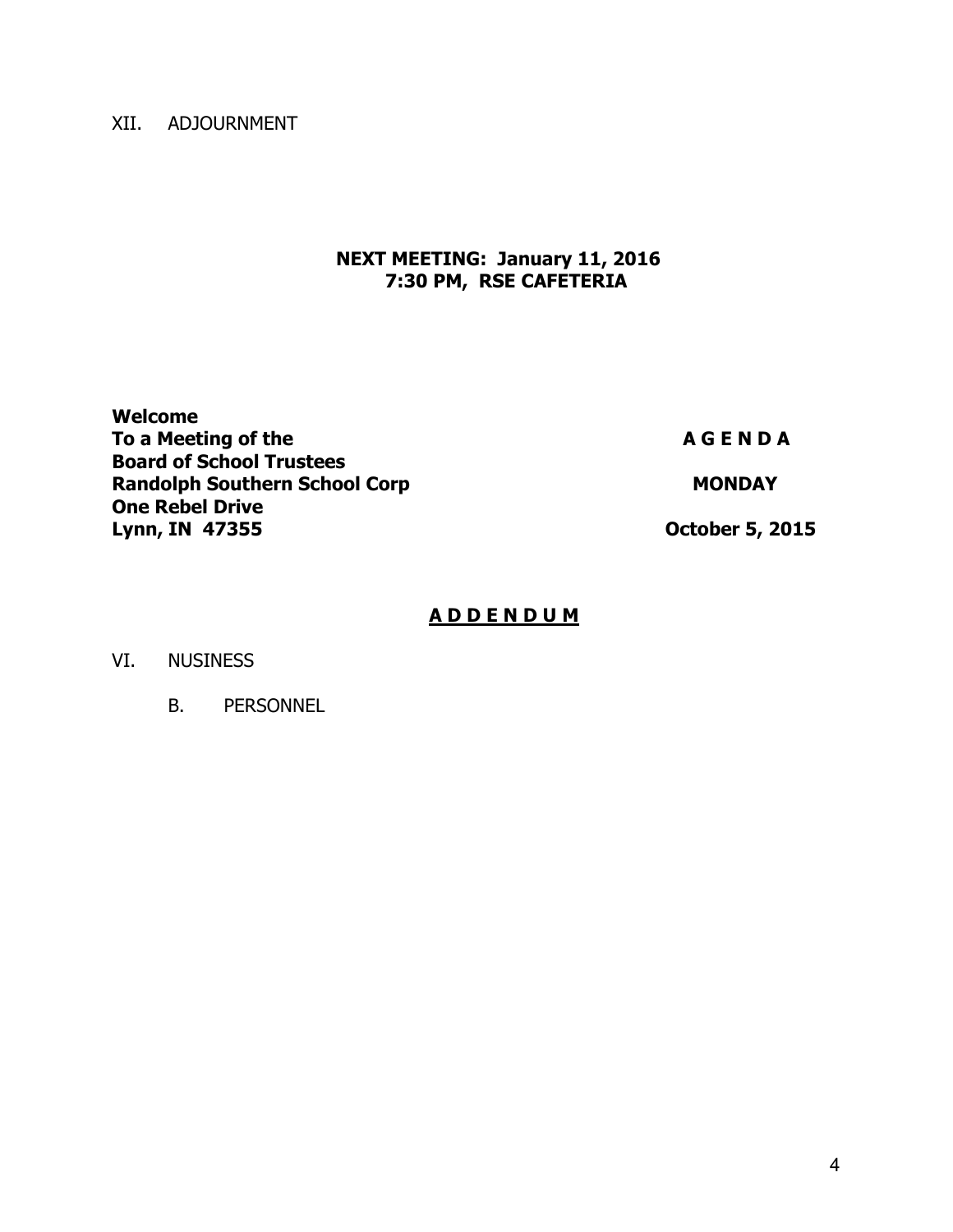XII. ADJOURNMENT

**NEXT MEETING: January 11, 2016**
**7:30 PM, RSE CAFETERIA**

**Welcome**
**To a Meeting of the**
**Board of School Trustees**
**Randolph Southern School Corp**
**One Rebel Drive**
**Lynn, IN 47355**

**A G E N D A**

**MONDAY**

**October 5, 2015**

## A D D E N D U M

VI. NUSINESS

B. PERSONNEL